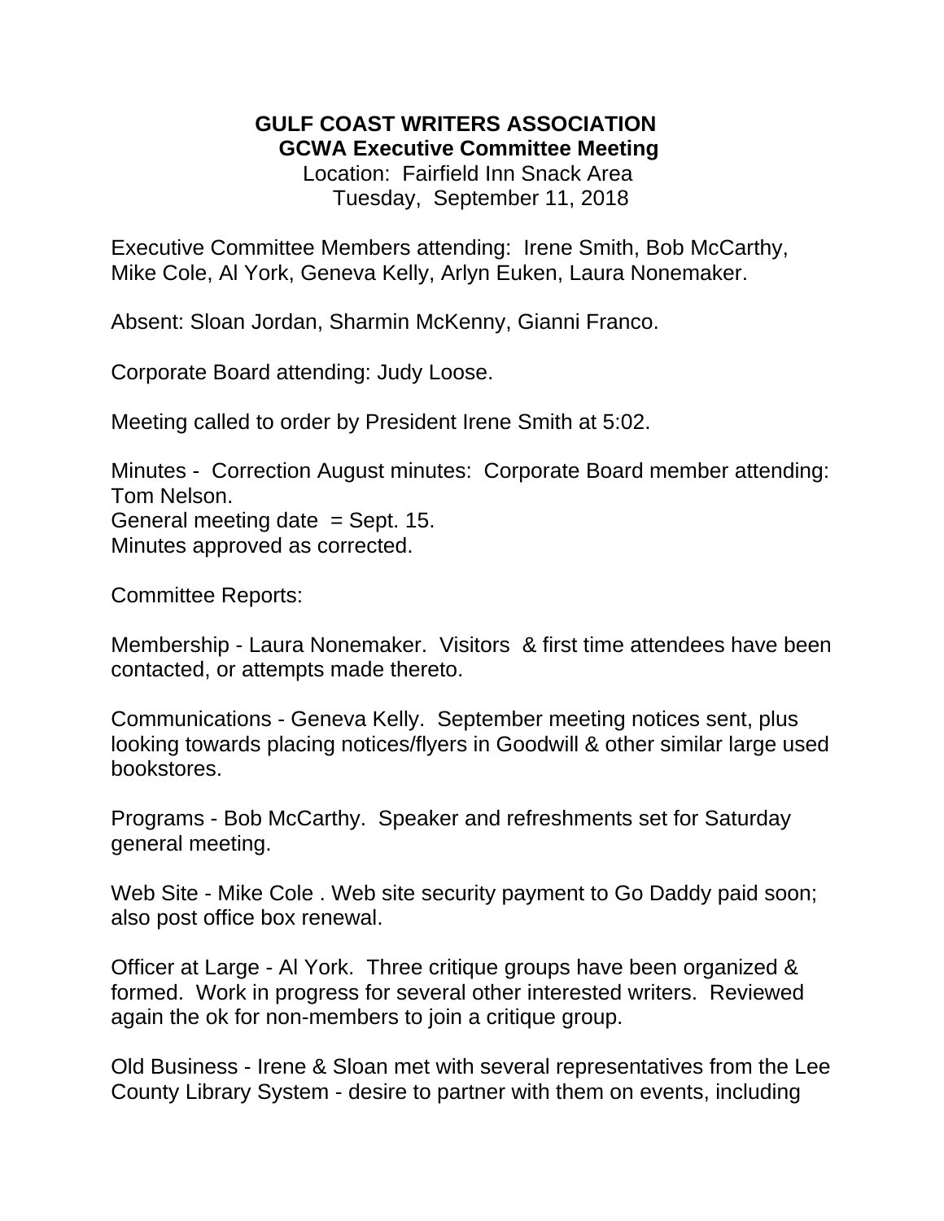# GULF COAST WRITERS ASSOCIATION

## GCWA Executive Committee Meeting

Location: Fairfield Inn Snack Area

Tuesday, September 11, 2018

Executive Committee Members attending: Irene Smith, Bob McCarthy, Mike Cole, Al York, Geneva Kelly, Arlyn Euken, Laura Nonemaker.

Absent: Sloan Jordan, Sharmin McKenny, Gianni Franco.

Corporate Board attending: Judy Loose.

Meeting called to order by President Irene Smith at 5:02.

Minutes - Correction August minutes: Corporate Board member attending: Tom Nelson.
General meeting date = Sept. 15.
Minutes approved as corrected.

Committee Reports:

Membership - Laura Nonemaker. Visitors & first time attendees have been contacted, or attempts made thereto.

Communications - Geneva Kelly. September meeting notices sent, plus looking towards placing notices/flyers in Goodwill & other similar large used bookstores.

Programs - Bob McCarthy. Speaker and refreshments set for Saturday general meeting.

Web Site - Mike Cole . Web site security payment to Go Daddy paid soon; also post office box renewal.

Officer at Large - Al York. Three critique groups have been organized & formed. Work in progress for several other interested writers. Reviewed again the ok for non-members to join a critique group.

Old Business - Irene & Sloan met with several representatives from the Lee County Library System - desire to partner with them on events, including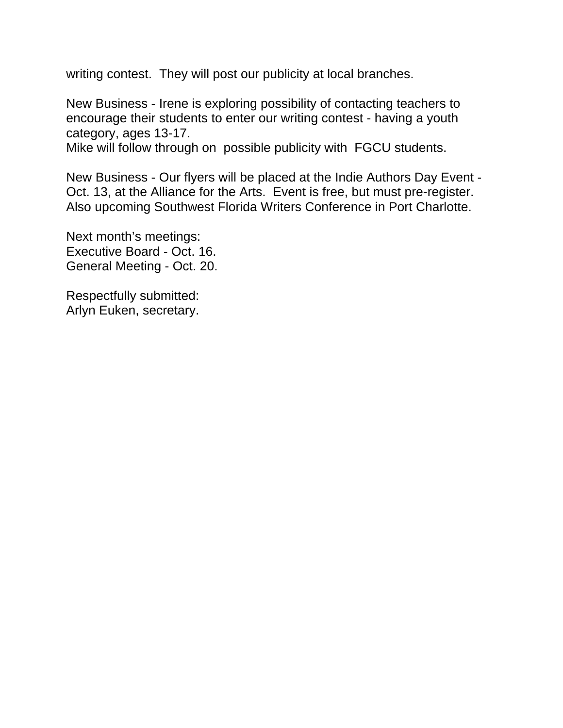writing contest. They will post our publicity at local branches.

New Business - Irene is exploring possibility of contacting teachers to encourage their students to enter our writing contest - having a youth category, ages 13-17.
Mike will follow through on possible publicity with FGCU students.

New Business - Our flyers will be placed at the Indie Authors Day Event - Oct. 13, at the Alliance for the Arts. Event is free, but must pre-register. Also upcoming Southwest Florida Writers Conference in Port Charlotte.

Next month's meetings:
Executive Board - Oct. 16.
General Meeting - Oct. 20.

Respectfully submitted:
Arlyn Euken, secretary.